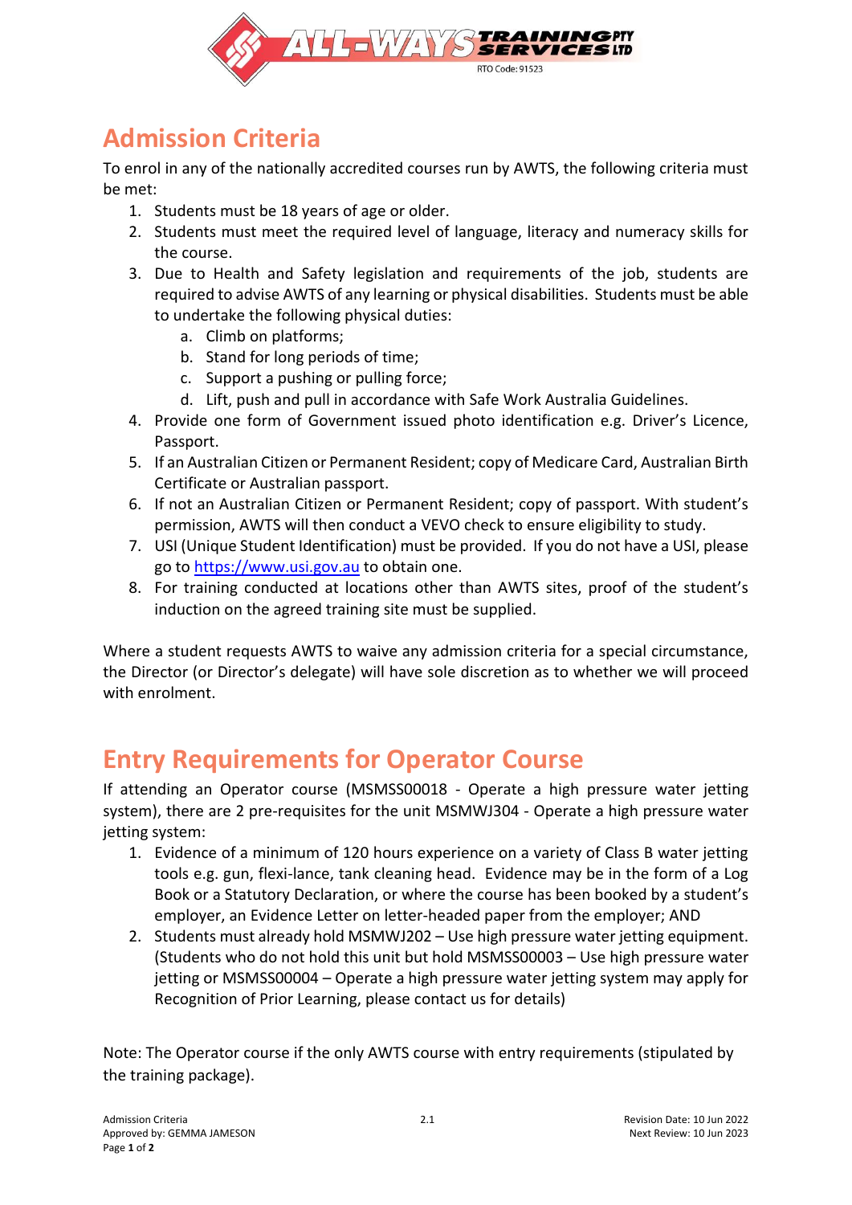# Admission Criteria

To enrol in any of the nationally accredited courses run by AWTS, the following criteria must be met:

1. Students must be 18 years of age or older.
2. Students must meet the required level of language, literacy and numeracy skills for the course.
3. Due to Health and Safety legislation and requirements of the job, students are required to advise AWTS of any learning or physical disabilities. Students must be able to undertake the following physical duties:
   a. Climb on platforms;
   b. Stand for long periods of time;
   c. Support a pushing or pulling force;
   d. Lift, push and pull in accordance with Safe Work Australia Guidelines.
4. Provide one form of Government issued photo identification e.g. Driver's Licence, Passport.
5. If an Australian Citizen or Permanent Resident; copy of Medicare Card, Australian Birth Certificate or Australian passport.
6. If not an Australian Citizen or Permanent Resident; copy of passport. With student's permission, AWTS will then conduct a VEVO check to ensure eligibility to study.
7. USI (Unique Student Identification) must be provided. If you do not have a USI, please go to https://www.usi.gov.au to obtain one.
8. For training conducted at locations other than AWTS sites, proof of the student's induction on the agreed training site must be supplied.

Where a student requests AWTS to waive any admission criteria for a special circumstance, the Director (or Director's delegate) will have sole discretion as to whether we will proceed with enrolment.

# Entry Requirements for Operator Course

If attending an Operator course (MSMSS00018 - Operate a high pressure water jetting system), there are 2 pre-requisites for the unit MSMWJ304 - Operate a high pressure water jetting system:

1. Evidence of a minimum of 120 hours experience on a variety of Class B water jetting tools e.g. gun, flexi-lance, tank cleaning head. Evidence may be in the form of a Log Book or a Statutory Declaration, or where the course has been booked by a student's employer, an Evidence Letter on letter-headed paper from the employer; AND
2. Students must already hold MSMWJ202 – Use high pressure water jetting equipment. (Students who do not hold this unit but hold MSMSS00003 – Use high pressure water jetting or MSMSS00004 – Operate a high pressure water jetting system may apply for Recognition of Prior Learning, please contact us for details)

Note: The Operator course if the only AWTS course with entry requirements (stipulated by the training package).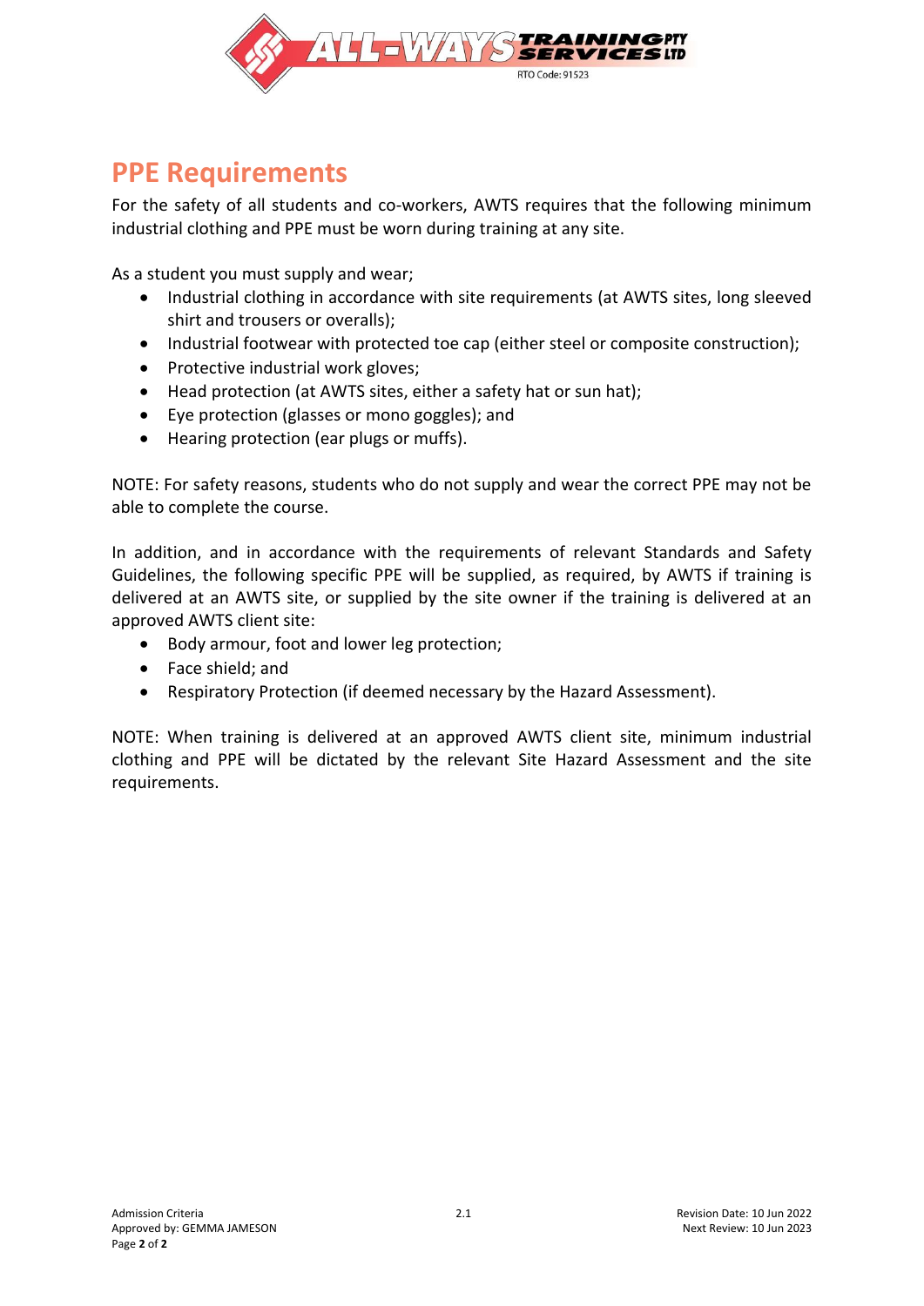## PPE Requirements

For the safety of all students and co-workers, AWTS requires that the following minimum industrial clothing and PPE must be worn during training at any site.

As a student you must supply and wear;

- Industrial clothing in accordance with site requirements (at AWTS sites, long sleeved shirt and trousers or overalls);
- Industrial footwear with protected toe cap (either steel or composite construction);
- Protective industrial work gloves;
- Head protection (at AWTS sites, either a safety hat or sun hat);
- Eye protection (glasses or mono goggles); and
- Hearing protection (ear plugs or muffs).

NOTE: For safety reasons, students who do not supply and wear the correct PPE may not be able to complete the course.

In addition, and in accordance with the requirements of relevant Standards and Safety Guidelines, the following specific PPE will be supplied, as required, by AWTS if training is delivered at an AWTS site, or supplied by the site owner if the training is delivered at an approved AWTS client site:

- Body armour, foot and lower leg protection;
- Face shield; and
- Respiratory Protection (if deemed necessary by the Hazard Assessment).

NOTE: When training is delivered at an approved AWTS client site, minimum industrial clothing and PPE will be dictated by the relevant Site Hazard Assessment and the site requirements.